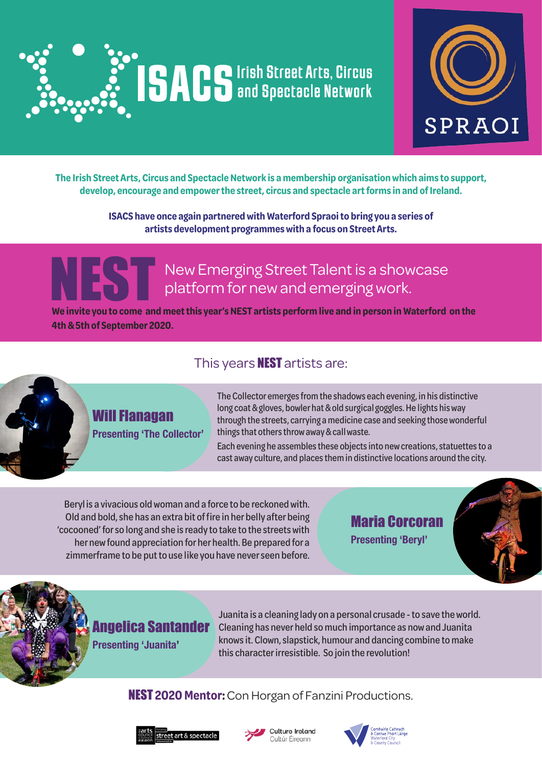# ISACS Irish Street Arts, Circus and Spectacle Network

SPRAOI

**The Irish Street Arts, Circus and Spectacle Network is a membership organisation which aims to support, develop, encourage and empower the street, circus and spectacle art forms in and of Ireland.**

**ISACS have once again partnered with Waterford Spraoi to bring you a series of artists development programmes with a focus on Street Arts.**

## NEST

New Emerging Street Talent is a showcase platform for new and emerging work.

**We invite you to come and meet this year's NEST artists perform live and in person in Waterford on the 4th & 5th of September 2020.**

This years **NEST** artists are:

### Will Flanagan

**Presenting 'The Collector'**

The Collector emerges from the shadows each evening, in his distinctive long coat & gloves, bowler hat & old surgical goggles. He lights his way through the streets, carrying a medicine case and seeking those wonderful things that others throw away & call waste.

Each evening he assembles these objects into new creations, statuettes to a cast away culture, and places them in distinctive locations around the city.

### Maria Corcoran

**Presenting 'Beryl'**

Beryl is a vivacious old woman and a force to be reckoned with. Old and bold, she has an extra bit of fire in her belly after being 'cocooned' for so long and she is ready to take to the streets with her new found appreciation for her health. Be prepared for a zimmerframe to be put to use like you have never seen before.

### Angelica Santander

**Presenting 'Juanita'**

Juanita is a cleaning lady on a personal crusade - to save the world. Cleaning has never held so much importance as now and Juanita knows it. Clown, slapstick, humour and dancing combine to make this character irresistible. So join the revolution!

**NEST 2020 Mentor:** Con Horgan of Fanzini Productions.

arts council street art & spectacle | Culture Ireland Cultúr Éireann | Comhairle Cathrach & Contae Phort Láirge Waterford City & County Council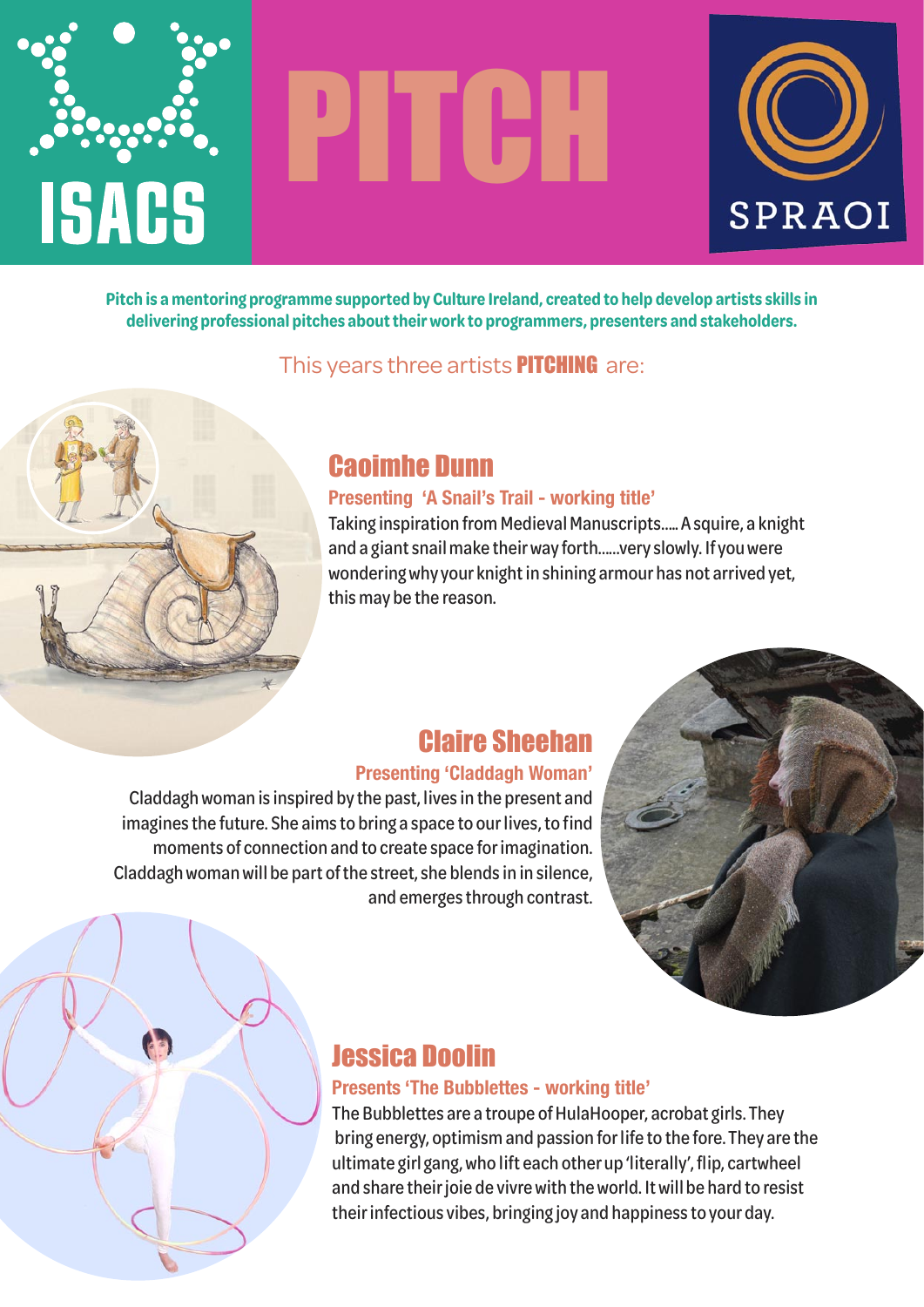# ISACS PITCH SPRAOI

**Pitch is a mentoring programme supported by Culture Ireland, created to help develop artists skills in delivering professional pitches about their work to programmers, presenters and stakeholders.**

This years three artists **PITCHING** are:

## Caoimhe Dunn

### Presenting 'A Snail's Trail - working title'

Taking inspiration from Medieval Manuscripts..... A squire, a knight and a giant snail make their way forth......very slowly. If you were wondering why your knight in shining armour has not arrived yet, this may be the reason.

## Claire Sheehan

### Presenting 'Claddagh Woman'

Claddagh woman is inspired by the past, lives in the present and imagines the future. She aims to bring a space to our lives, to find moments of connection and to create space for imagination. Claddagh woman will be part of the street, she blends in in silence, and emerges through contrast.

## Jessica Doolin

### Presents 'The Bubblettes - working title'

The Bubblettes are a troupe of HulaHooper, acrobat girls. They bring energy, optimism and passion for life to the fore. They are the ultimate girl gang, who lift each other up 'literally', flip, cartwheel and share their joie de vivre with the world. It will be hard to resist their infectious vibes, bringing joy and happiness to your day.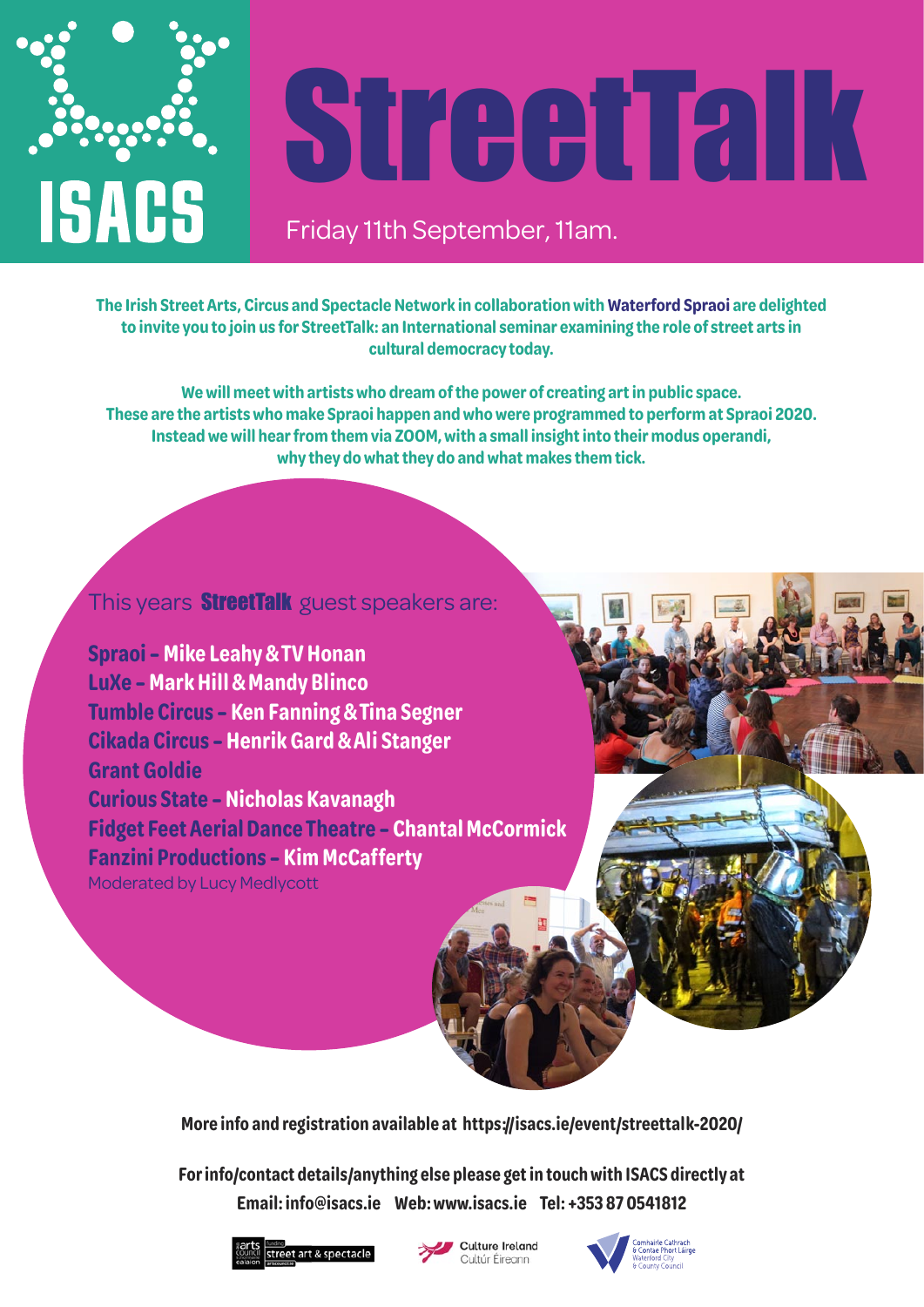ISACS

# StreetTalk

Friday 11th September, 11am.

**The Irish Street Arts, Circus and Spectacle Network in collaboration with Waterford Spraoi are delighted to invite you to join us for StreetTalk: an International seminar examining the role of street arts in cultural democracy today.**

**We will meet with artists who dream of the power of creating art in public space. These are the artists who make Spraoi happen and who were programmed to perform at Spraoi 2020. Instead we will hear from them via ZOOM, with a small insight into their modus operandi, why they do what they do and what makes them tick.**

## This years **StreetTalk** guest speakers are:

**Spraoi – Mike Leahy & TV Honan**
**LuXe – Mark Hill & Mandy Blinco**
**Tumble Circus – Ken Fanning & Tina Segner**
**Cikada Circus – Henrik Gard & Ali Stanger**
**Grant Goldie**
**Curious State – Nicholas Kavanagh**
**Fidget Feet Aerial Dance Theatre – Chantal McCormick**
**Fanzini Productions – Kim McCafferty**
Moderated by Lucy Medlycott

**More info and registration available at https://isacs.ie/event/streettalk-2020/**

**For info/contact details/anything else please get in touch with ISACS directly at**
**Email: info@isacs.ie Web: www.isacs.ie Tel: +353 87 0541812**

arts council / ealaíon – funding – street art & spectacle – artscouncil.ie

Culture Ireland / Cultúr Éireann

Comhairle Cathrach & Contae Phort Láirge / Waterford City & County Council